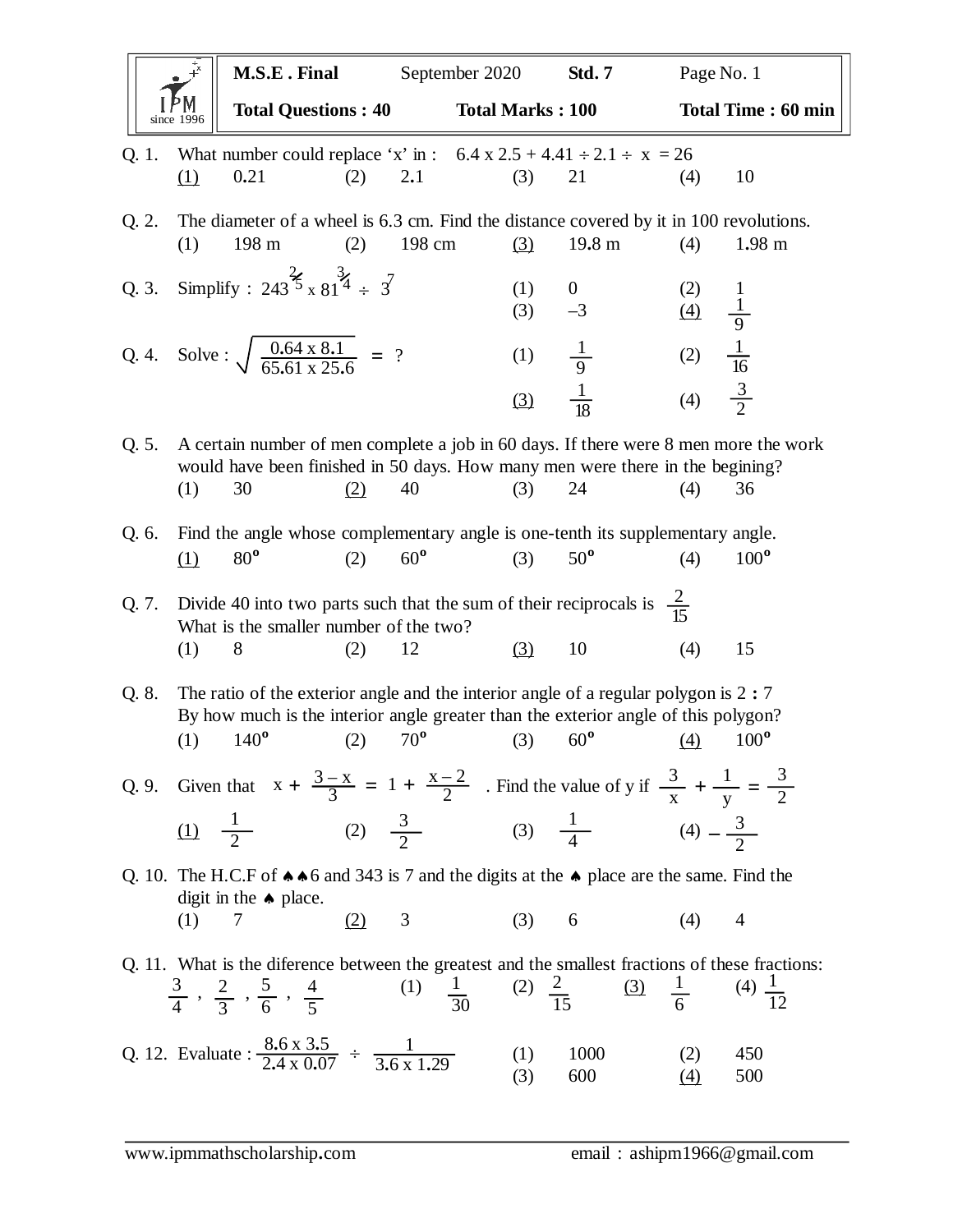| M.S.E. Final | September 2020 | Std. 7 | Page No. 1 |
|---|---|---|---|
| Total Questions : 40 | Total Marks : 100 | | Total Time : 60 min |

Q. 1. What number could replace 'x' in : $6.4 \times 2.5 + 4.41 \div 2.1 \div x = 26$

(1) 0.21 (2) 2.1 (3) 21 (4) 10

Q. 2. The diameter of a wheel is 6.3 cm. Find the distance covered by it in 100 revolutions.

(1) 198 m (2) 198 cm (3) 19.8 m (4) 1.98 m

Q. 3. Simplify : $243^{\frac{2}{5}} \times 81^{\frac{3}{4}} \div 3^{7}$

(1) 0 (2) 1 (3) –3 (4) $\frac{1}{9}$

Q. 4. Solve : $\sqrt{\dfrac{0.64 \times 8.1}{65.61 \times 25.6}} = ?$

(1) $\frac{1}{9}$ (2) $\frac{1}{16}$ (3) $\frac{1}{18}$ (4) $\frac{3}{2}$

Q. 5. A certain number of men complete a job in 60 days. If there were 8 men more the work would have been finished in 50 days. How many men were there in the begining?

(1) 30 (2) 40 (3) 24 (4) 36

Q. 6. Find the angle whose complementary angle is one-tenth its supplementary angle.

(1) $80^{o}$ (2) $60^{o}$ (3) $50^{o}$ (4) $100^{o}$

Q. 7. Divide 40 into two parts such that the sum of their reciprocals is $\frac{2}{15}$

What is the smaller number of the two?

(1) 8 (2) 12 (3) 10 (4) 15

Q. 8. The ratio of the exterior angle and the interior angle of a regular polygon is 2 : 7

By how much is the interior angle greater than the exterior angle of this polygon?

(1) $140^{o}$ (2) $70^{o}$ (3) $60^{o}$ (4) $100^{o}$

Q. 9. Given that $x + \dfrac{3-x}{3} = 1 + \dfrac{x-2}{2}$. Find the value of y if $\dfrac{3}{x} + \dfrac{1}{y} = \dfrac{3}{2}$

(1) $\frac{1}{2}$ (2) $\frac{3}{2}$ (3) $\frac{1}{4}$ (4) $-\frac{3}{2}$

Q. 10. The H.C.F of ♠♠6 and 343 is 7 and the digits at the ♠ place are the same. Find the digit in the ♠ place.

(1) 7 (2) 3 (3) 6 (4) 4

Q. 11. What is the diference between the greatest and the smallest fractions of these fractions:

$\frac{3}{4}$ , $\frac{2}{3}$ , $\frac{5}{6}$ , $\frac{4}{5}$ (1) $\frac{1}{30}$ (2) $\frac{2}{15}$ (3) $\frac{1}{6}$ (4) $\frac{1}{12}$

Q. 12. Evaluate : $\dfrac{8.6 \times 3.5}{2.4 \times 0.07} \div \dfrac{1}{3.6 \times 1.29}$

(1) 1000 (2) 450 (3) 600 (4) 500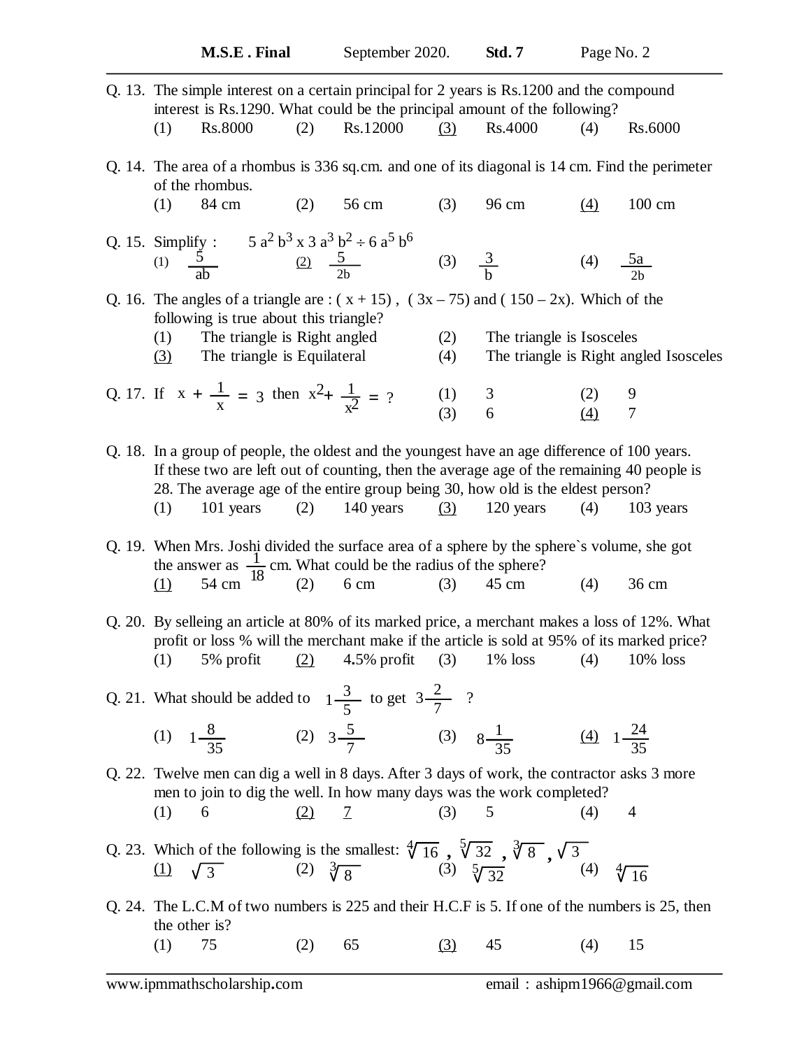Q. 13. The simple interest on a certain principal for 2 years is Rs.1200 and the compound interest is Rs.1290. What could be the principal amount of the following?

(1) Rs.8000 (2) Rs.12000 <u>(3)</u> Rs.4000 (4) Rs.6000

Q. 14. The area of a rhombus is 336 sq.cm. and one of its diagonal is 14 cm. Find the perimeter of the rhombus.

(1) 84 cm (2) 56 cm (3) 96 cm <u>(4)</u> 100 cm

Q. 15. Simplify : $5a^2b^3 \times 3a^3b^2 \div 6a^5b^6$

(1) $\frac{5}{ab}$ <u>(2)</u> $\frac{5}{2b}$ (3) $\frac{3}{b}$ (4) $\frac{5a}{2b}$

Q. 16. The angles of a triangle are : ( x + 15) , ( 3x – 75) and ( 150 – 2x). Which of the following is true about this triangle?

(1) The triangle is Right angled (2) The triangle is Isosceles
<u>(3)</u> The triangle is Equilateral (4) The triangle is Right angled Isosceles

Q. 17. If $x + \frac{1}{x} = 3$ then $x^2 + \frac{1}{x^2} = ?$

(1) 3 (2) 9
(3) 6 <u>(4)</u> 7

Q. 18. In a group of people, the oldest and the youngest have an age difference of 100 years. If these two are left out of counting, then the average age of the remaining 40 people is 28. The average age of the entire group being 30, how old is the eldest person?

(1) 101 years (2) 140 years <u>(3)</u> 120 years (4) 103 years

Q. 19. When Mrs. Joshi divided the surface area of a sphere by the sphere`s volume, she got the answer as $\frac{1}{18}$ cm. What could be the radius of the sphere?

<u>(1)</u> 54 cm (2) 6 cm (3) 45 cm (4) 36 cm

Q. 20. By selleing an article at 80% of its marked price, a merchant makes a loss of 12%. What profit or loss % will the merchant make if the article is sold at 95% of its marked price?

(1) 5% profit <u>(2)</u> 4.5% profit (3) 1% loss (4) 10% loss

Q. 21. What should be added to $1\frac{3}{5}$ to get $3\frac{2}{7}$ ?

(1) $1\frac{8}{35}$ (2) $3\frac{5}{7}$ (3) $8\frac{1}{35}$ <u>(4)</u> $1\frac{24}{35}$

Q. 22. Twelve men can dig a well in 8 days. After 3 days of work, the contractor asks 3 more men to join to dig the well. In how many days was the work completed?

(1) 6 <u>(2)</u> <u>7</u> (3) 5 (4) 4

Q. 23. Which of the following is the smallest: $\sqrt[4]{16}$ , $\sqrt[5]{32}$ , $\sqrt[3]{8}$ , $\sqrt{3}$

<u>(1)</u> $\sqrt{3}$ (2) $\sqrt[3]{8}$ (3) $\sqrt[5]{32}$ (4) $\sqrt[4]{16}$

Q. 24. The L.C.M of two numbers is 225 and their H.C.F is 5. If one of the numbers is 25, then the other is?

(1) 75 (2) 65 <u>(3)</u> 45 (4) 15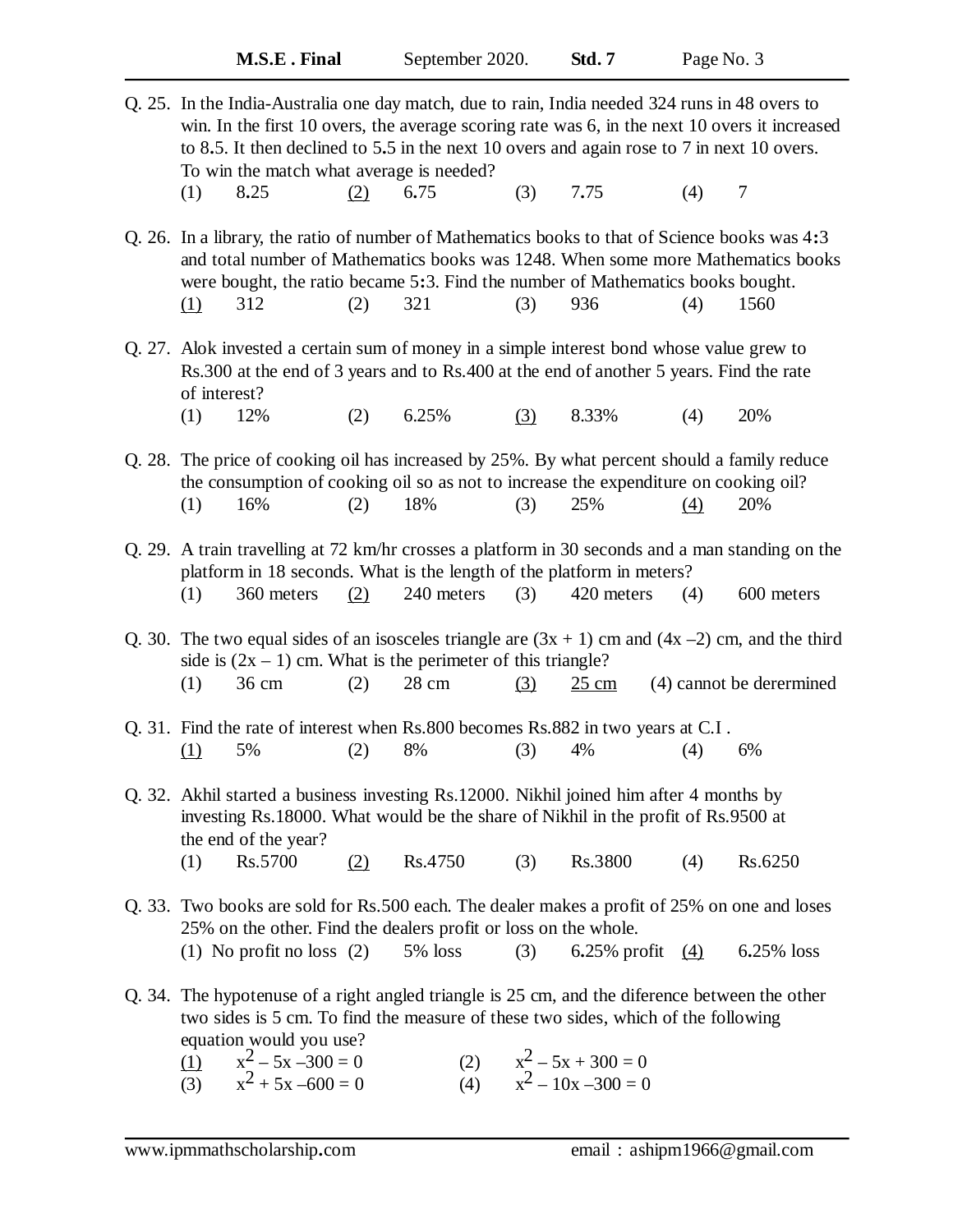Q. 25. In the India-Australia one day match, due to rain, India needed 324 runs in 48 overs to win. In the first 10 overs, the average scoring rate was 6, in the next 10 overs it increased to 8.5. It then declined to 5.5 in the next 10 overs and again rose to 7 in next 10 overs. To win the match what average is needed?

(1) 8.25 (2) 6.75 (3) 7.75 (4) 7

Q. 26. In a library, the ratio of number of Mathematics books to that of Science books was 4:3 and total number of Mathematics books was 1248. When some more Mathematics books were bought, the ratio became 5:3. Find the number of Mathematics books bought.

(1) 312 (2) 321 (3) 936 (4) 1560

Q. 27. Alok invested a certain sum of money in a simple interest bond whose value grew to Rs.300 at the end of 3 years and to Rs.400 at the end of another 5 years. Find the rate of interest?

(1) 12% (2) 6.25% (3) 8.33% (4) 20%

Q. 28. The price of cooking oil has increased by 25%. By what percent should a family reduce the consumption of cooking oil so as not to increase the expenditure on cooking oil?

(1) 16% (2) 18% (3) 25% (4) 20%

Q. 29. A train travelling at 72 km/hr crosses a platform in 30 seconds and a man standing on the platform in 18 seconds. What is the length of the platform in meters?

(1) 360 meters (2) 240 meters (3) 420 meters (4) 600 meters

Q. 30. The two equal sides of an isosceles triangle are $(3x + 1)$ cm and $(4x - 2)$ cm, and the third side is $(2x - 1)$ cm. What is the perimeter of this triangle?

(1) 36 cm (2) 28 cm (3) 25 cm (4) cannot be derermined

Q. 31. Find the rate of interest when Rs.800 becomes Rs.882 in two years at C.I .

(1) 5% (2) 8% (3) 4% (4) 6%

Q. 32. Akhil started a business investing Rs.12000. Nikhil joined him after 4 months by investing Rs.18000. What would be the share of Nikhil in the profit of Rs.9500 at the end of the year?

(1) Rs.5700 (2) Rs.4750 (3) Rs.3800 (4) Rs.6250

Q. 33. Two books are sold for Rs.500 each. The dealer makes a profit of 25% on one and loses 25% on the other. Find the dealers profit or loss on the whole.

(1) No profit no loss (2) 5% loss (3) 6.25% profit (4) 6.25% loss

Q. 34. The hypotenuse of a right angled triangle is 25 cm, and the diference between the other two sides is 5 cm. To find the measure of these two sides, which of the following equation would you use?

(1) $x^2 - 5x - 300 = 0$ (2) $x^2 - 5x + 300 = 0$

(3) $x^2 + 5x - 600 = 0$ (4) $x^2 - 10x - 300 = 0$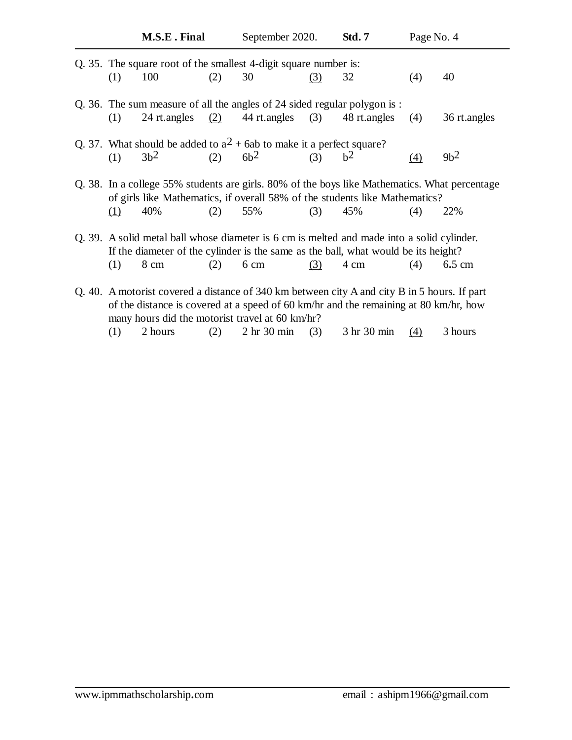Q. 35. The square root of the smallest 4-digit square number is:

| | | | | | | | |
|---|---|---|---|---|---|---|---|
| (1) | 100 | (2) | 30 | (3) | 32 | (4) | 40 |

Q. 36. The sum measure of all the angles of 24 sided regular polygon is :

| | | | | | | | |
|---|---|---|---|---|---|---|---|
| (1) | 24 rt.angles | (2) | 44 rt.angles | (3) | 48 rt.angles | (4) | 36 rt.angles |

Q. 37. What should be added to $a^2 + 6ab$ to make it a perfect square?

| | | | | | | | |
|---|---|---|---|---|---|---|---|
| (1) | $3b^2$ | (2) | $6b^2$ | (3) | $b^2$ | (4) | $9b^2$ |

Q. 38. In a college 55% students are girls. 80% of the boys like Mathematics. What percentage of girls like Mathematics, if overall 58% of the students like Mathematics?

| | | | | | | | |
|---|---|---|---|---|---|---|---|
| (1) | 40% | (2) | 55% | (3) | 45% | (4) | 22% |

Q. 39. A solid metal ball whose diameter is 6 cm is melted and made into a solid cylinder. If the diameter of the cylinder is the same as the ball, what would be its height?

| | | | | | | | |
|---|---|---|---|---|---|---|---|
| (1) | 8 cm | (2) | 6 cm | (3) | 4 cm | (4) | 6.5 cm |

Q. 40. A motorist covered a distance of 340 km between city A and city B in 5 hours. If part of the distance is covered at a speed of 60 km/hr and the remaining at 80 km/hr, how many hours did the motorist travel at 60 km/hr?

| | | | | | | | |
|---|---|---|---|---|---|---|---|
| (1) | 2 hours | (2) | 2 hr 30 min | (3) | 3 hr 30 min | (4) | 3 hours |